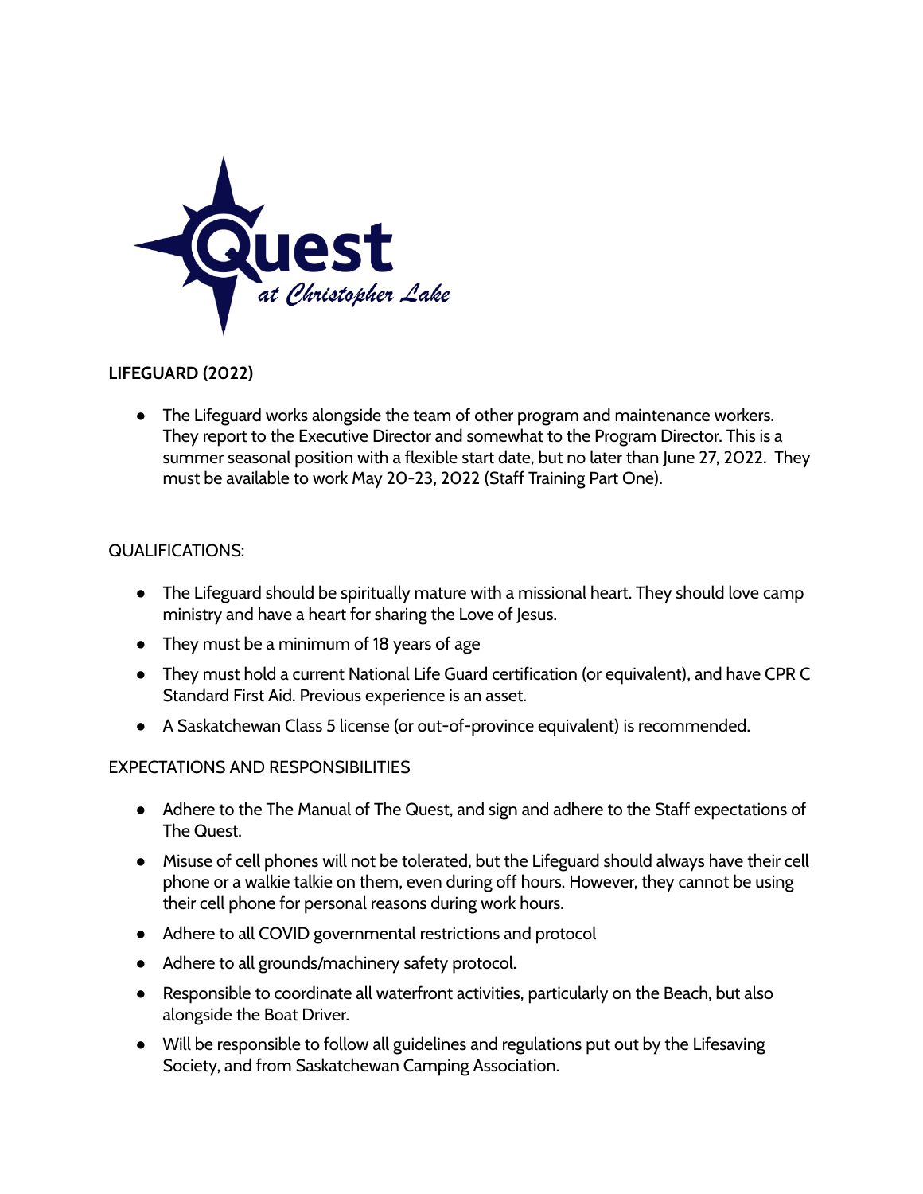**LIFEGUARD (2022)**

- The Lifeguard works alongside the team of other program and maintenance workers. They report to the Executive Director and somewhat to the Program Director. This is a summer seasonal position with a flexible start date, but no later than June 27, 2022. They must be available to work May 20-23, 2022 (Staff Training Part One).

QUALIFICATIONS:

- The Lifeguard should be spiritually mature with a missional heart. They should love camp ministry and have a heart for sharing the Love of Jesus.
- They must be a minimum of 18 years of age
- They must hold a current National Life Guard certification (or equivalent), and have CPR C Standard First Aid. Previous experience is an asset.
- A Saskatchewan Class 5 license (or out-of-province equivalent) is recommended.

EXPECTATIONS AND RESPONSIBILITIES

- Adhere to the The Manual of The Quest, and sign and adhere to the Staff expectations of The Quest.
- Misuse of cell phones will not be tolerated, but the Lifeguard should always have their cell phone or a walkie talkie on them, even during off hours. However, they cannot be using their cell phone for personal reasons during work hours.
- Adhere to all COVID governmental restrictions and protocol
- Adhere to all grounds/machinery safety protocol.
- Responsible to coordinate all waterfront activities, particularly on the Beach, but also alongside the Boat Driver.
- Will be responsible to follow all guidelines and regulations put out by the Lifesaving Society, and from Saskatchewan Camping Association.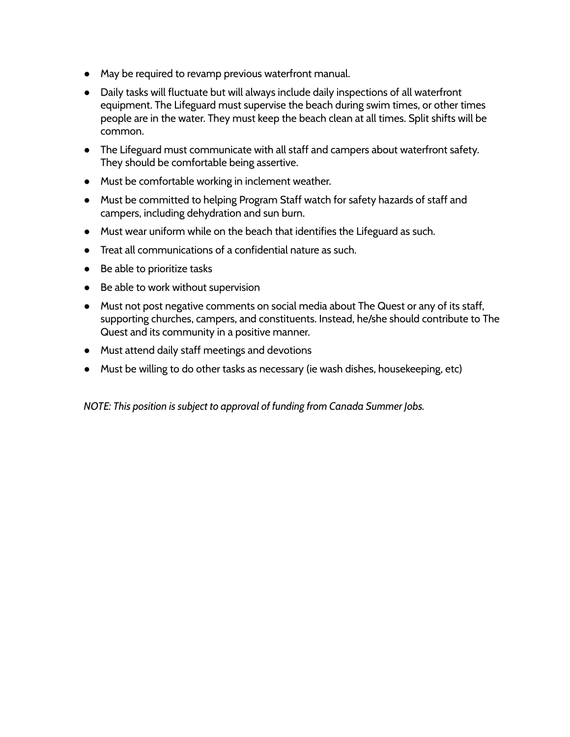- May be required to revamp previous waterfront manual.
- Daily tasks will fluctuate but will always include daily inspections of all waterfront equipment. The Lifeguard must supervise the beach during swim times, or other times people are in the water. They must keep the beach clean at all times. Split shifts will be common.
- The Lifeguard must communicate with all staff and campers about waterfront safety. They should be comfortable being assertive.
- Must be comfortable working in inclement weather.
- Must be committed to helping Program Staff watch for safety hazards of staff and campers, including dehydration and sun burn.
- Must wear uniform while on the beach that identifies the Lifeguard as such.
- Treat all communications of a confidential nature as such.
- Be able to prioritize tasks
- Be able to work without supervision
- Must not post negative comments on social media about The Quest or any of its staff, supporting churches, campers, and constituents. Instead, he/she should contribute to The Quest and its community in a positive manner.
- Must attend daily staff meetings and devotions
- Must be willing to do other tasks as necessary (ie wash dishes, housekeeping, etc)

*NOTE: This position is subject to approval of funding from Canada Summer Jobs.*